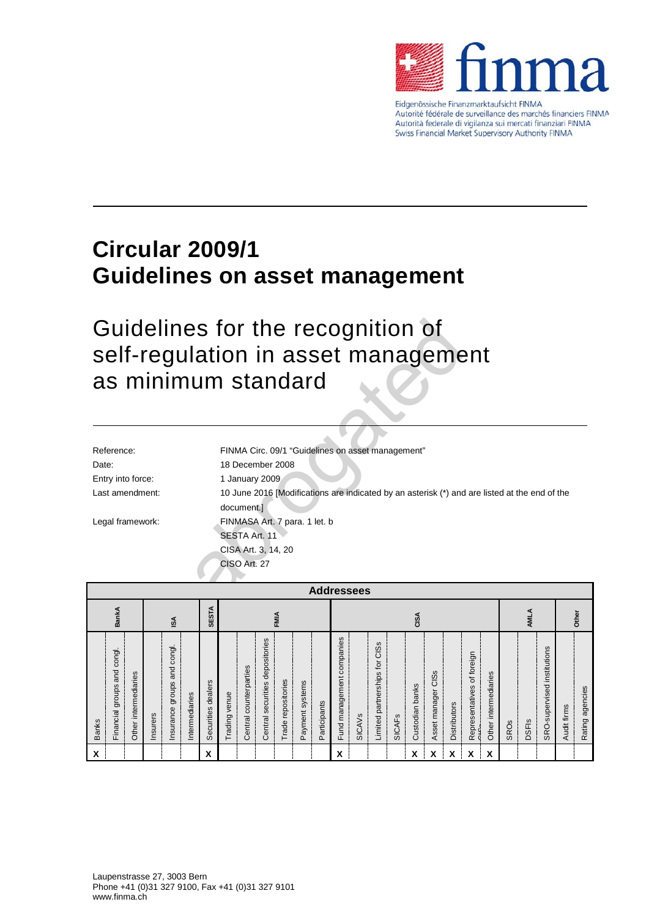Eidgenössische Finanzmarktaufsicht FINMA
Autorité fédérale de surveillance des marchés financiers FINMA
Autorità federale di vigilanza sui mercati finanziari FINMA
Swiss Financial Market Supervisory Authority FINMA

# Circular 2009/1
# Guidelines on asset management

## Guidelines for the recognition of self-regulation in asset management as minimum standard

| | |
|---|---|
| Reference: | FINMA Circ. 09/1 "Guidelines on asset management" |
| Date: | 18 December 2008 |
| Entry into force: | 1 January 2009 |
| Last amendment: | 10 June 2016 [Modifications are indicated by an asterisk (*) and are listed at the end of the document.] |
| Legal framework: | FINMASA Art. 7 para. 1 let. b<br>SESTA Art. 11<br>CISA Art. 3, 14, 20<br>CISO Art. 27 |

**Addressees**

| BankA | | | ISA | | | SESTA | FMIA | | | | | | CISA | | | | | | | | | AMLA | | | Other | |
|---|---|---|---|---|---|---|---|---|---|---|---|---|---|---|---|---|---|---|---|---|---|---|---|---|---|---|
| Banks | Financial groups and congl. | Other intermediaries | Insurers | Insurance groups and congl. | Intermediaries | Securities dealers | Trading venue | Central counterparties | Central securities depositories | Trade repositories | Payment systems | Participants | Fund management companies | SICAVs | Limited partnerships for CISs | SICAFs | Custodian banks | Asset manager CISs | Distributors | Representatives of foreign CISs | Other intermediaries | SROs | DSFIs | SRO-supervised institutions | Audit firms | Rating agencies |
| X | | | | | | X | | | | | | | X | | | | X | X | X | X | X | | | | | |

Laupenstrasse 27, 3003 Bern
Phone +41 (0)31 327 9100, Fax +41 (0)31 327 9101
www.finma.ch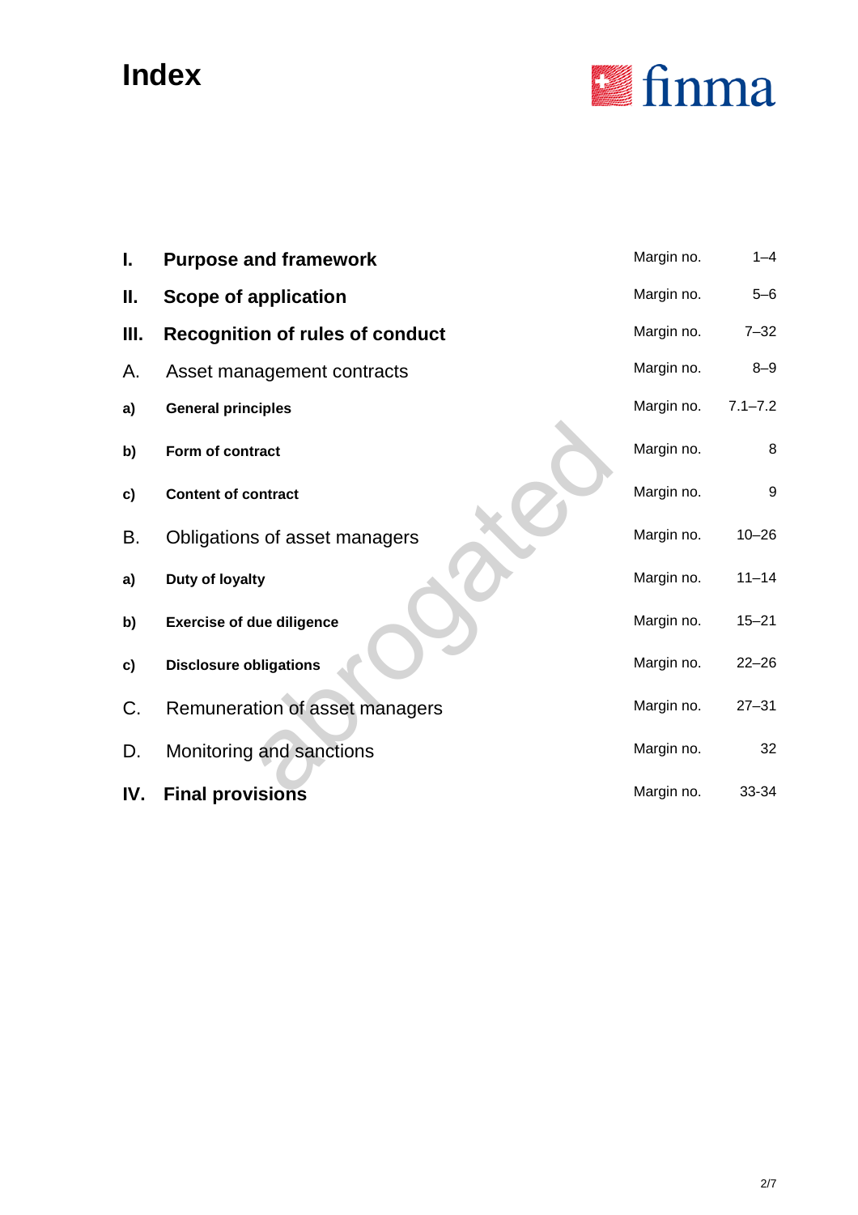# Index

| | | | |
|---|---|---|---|
| **I.** | **Purpose and framework** | Margin no. | 1–4 |
| **II.** | **Scope of application** | Margin no. | 5–6 |
| **III.** | **Recognition of rules of conduct** | Margin no. | 7–32 |
| A. | Asset management contracts | Margin no. | 8–9 |
| **a)** | **General principles** | Margin no. | 7.1–7.2 |
| **b)** | **Form of contract** | Margin no. | 8 |
| **c)** | **Content of contract** | Margin no. | 9 |
| B. | Obligations of asset managers | Margin no. | 10–26 |
| **a)** | **Duty of loyalty** | Margin no. | 11–14 |
| **b)** | **Exercise of due diligence** | Margin no. | 15–21 |
| **c)** | **Disclosure obligations** | Margin no. | 22–26 |
| C. | Remuneration of asset managers | Margin no. | 27–31 |
| D. | Monitoring and sanctions | Margin no. | 32 |
| **IV.** | **Final provisions** | Margin no. | 33-34 |

abrogated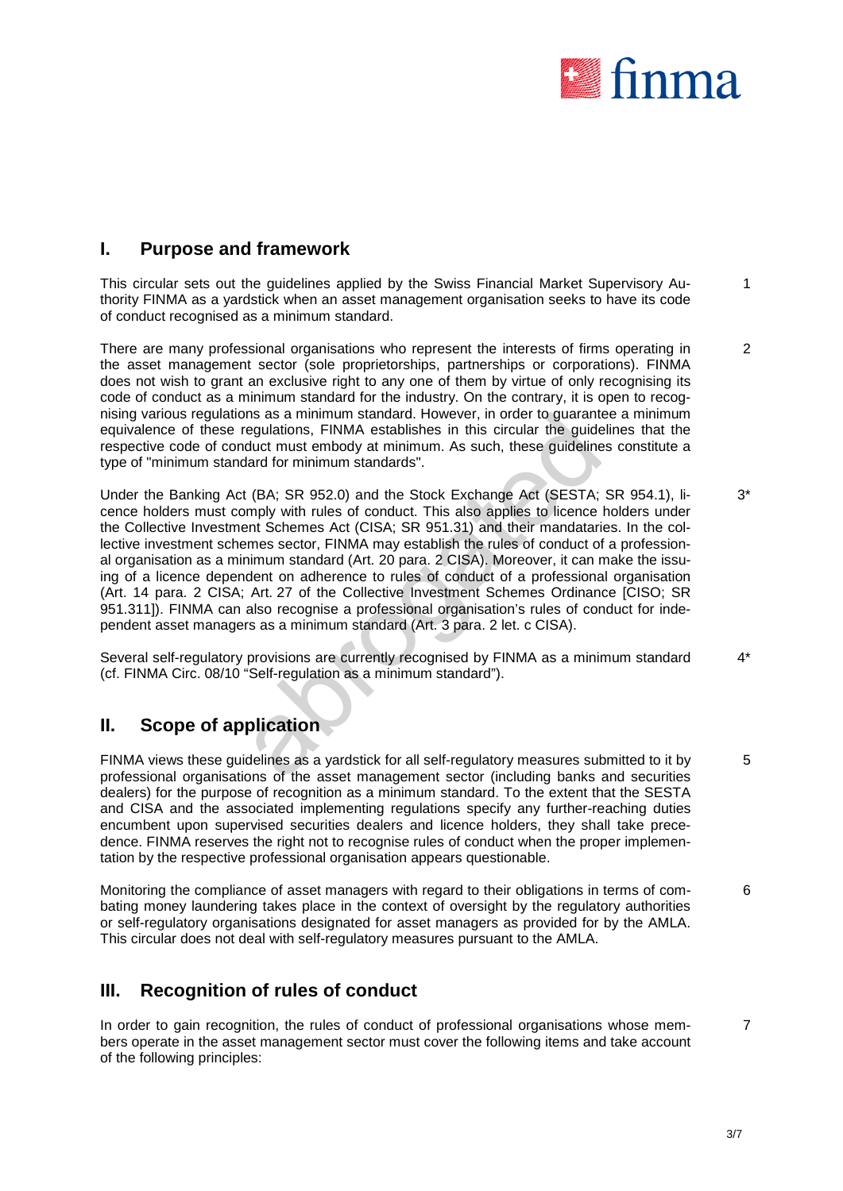## I. Purpose and framework

This circular sets out the guidelines applied by the Swiss Financial Market Supervisory Authority FINMA as a yardstick when an asset management organisation seeks to have its code of conduct recognised as a minimum standard. 1

There are many professional organisations who represent the interests of firms operating in the asset management sector (sole proprietorships, partnerships or corporations). FINMA does not wish to grant an exclusive right to any one of them by virtue of only recognising its code of conduct as a minimum standard for the industry. On the contrary, it is open to recognising various regulations as a minimum standard. However, in order to guarantee a minimum equivalence of these regulations, FINMA establishes in this circular the guidelines that the respective code of conduct must embody at minimum. As such, these guidelines constitute a type of "minimum standard for minimum standards". 2

Under the Banking Act (BA; SR 952.0) and the Stock Exchange Act (SESTA; SR 954.1), licence holders must comply with rules of conduct. This also applies to licence holders under the Collective Investment Schemes Act (CISA; SR 951.31) and their mandataries. In the collective investment schemes sector, FINMA may establish the rules of conduct of a professional organisation as a minimum standard (Art. 20 para. 2 CISA). Moreover, it can make the issuing of a licence dependent on adherence to rules of conduct of a professional organisation (Art. 14 para. 2 CISA; Art. 27 of the Collective Investment Schemes Ordinance [CISO; SR 951.311]). FINMA can also recognise a professional organisation's rules of conduct for independent asset managers as a minimum standard (Art. 3 para. 2 let. c CISA). 3*

Several self-regulatory provisions are currently recognised by FINMA as a minimum standard (cf. FINMA Circ. 08/10 "Self-regulation as a minimum standard"). 4*

## II. Scope of application

FINMA views these guidelines as a yardstick for all self-regulatory measures submitted to it by professional organisations of the asset management sector (including banks and securities dealers) for the purpose of recognition as a minimum standard. To the extent that the SESTA and CISA and the associated implementing regulations specify any further-reaching duties encumbent upon supervised securities dealers and licence holders, they shall take precedence. FINMA reserves the right not to recognise rules of conduct when the proper implementation by the respective professional organisation appears questionable. 5

Monitoring the compliance of asset managers with regard to their obligations in terms of combating money laundering takes place in the context of oversight by the regulatory authorities or self-regulatory organisations designated for asset managers as provided for by the AMLA. This circular does not deal with self-regulatory measures pursuant to the AMLA. 6

## III. Recognition of rules of conduct

In order to gain recognition, the rules of conduct of professional organisations whose members operate in the asset management sector must cover the following items and take account of the following principles: 7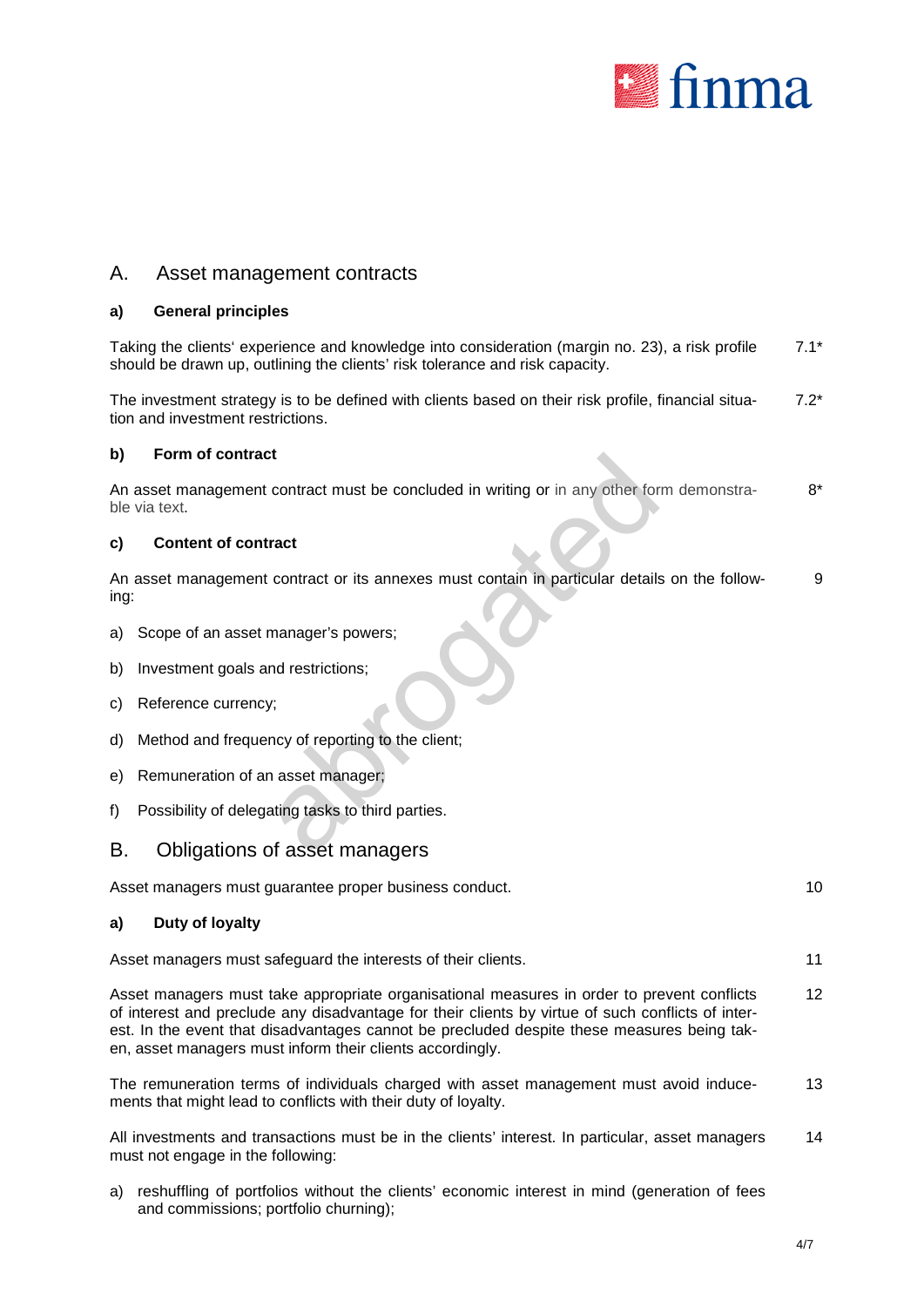## A. Asset management contracts

### a) General principles

Taking the clients' experience and knowledge into consideration (margin no. 23), a risk profile should be drawn up, outlining the clients' risk tolerance and risk capacity. 7.1*

The investment strategy is to be defined with clients based on their risk profile, financial situation and investment restrictions. 7.2*

### b) Form of contract

An asset management contract must be concluded in writing or in any other form demonstrable via text. 8*

### c) Content of contract

An asset management contract or its annexes must contain in particular details on the following: 9

a) Scope of an asset manager's powers;

b) Investment goals and restrictions;

c) Reference currency;

d) Method and frequency of reporting to the client;

e) Remuneration of an asset manager;

f) Possibility of delegating tasks to third parties.

## B. Obligations of asset managers

Asset managers must guarantee proper business conduct. 10

### a) Duty of loyalty

Asset managers must safeguard the interests of their clients. 11

Asset managers must take appropriate organisational measures in order to prevent conflicts of interest and preclude any disadvantage for their clients by virtue of such conflicts of interest. In the event that disadvantages cannot be precluded despite these measures being taken, asset managers must inform their clients accordingly. 12

The remuneration terms of individuals charged with asset management must avoid inducements that might lead to conflicts with their duty of loyalty. 13

All investments and transactions must be in the clients' interest. In particular, asset managers must not engage in the following: 14

a) reshuffling of portfolios without the clients' economic interest in mind (generation of fees and commissions; portfolio churning);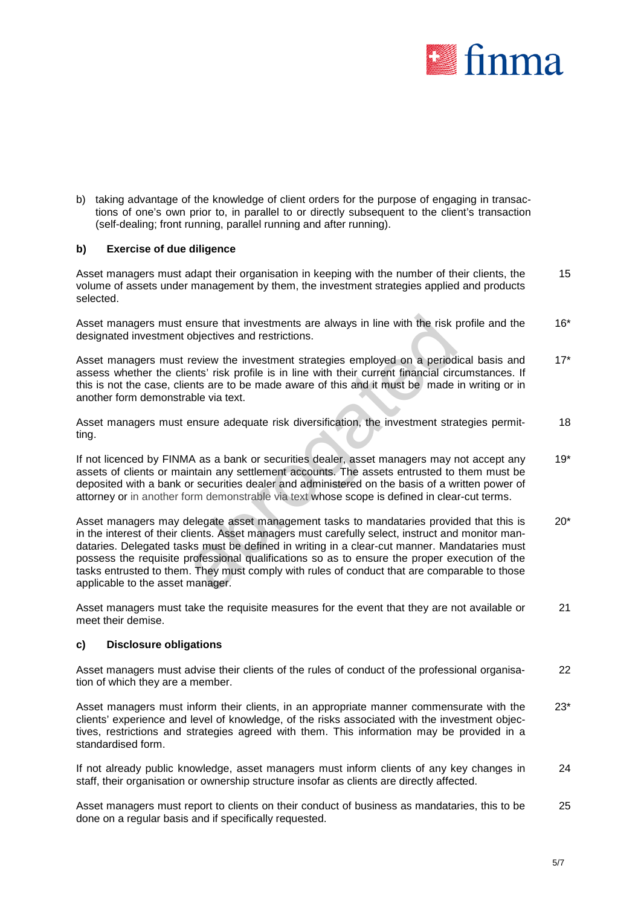b) taking advantage of the knowledge of client orders for the purpose of engaging in transactions of one's own prior to, in parallel to or directly subsequent to the client's transaction (self-dealing; front running, parallel running and after running).

#### b) Exercise of due diligence

Asset managers must adapt their organisation in keeping with the number of their clients, the volume of assets under management by them, the investment strategies applied and products selected. 15

Asset managers must ensure that investments are always in line with the risk profile and the designated investment objectives and restrictions. 16*

Asset managers must review the investment strategies employed on a periodical basis and assess whether the clients' risk profile is in line with their current financial circumstances. If this is not the case, clients are to be made aware of this and it must be made in writing or in another form demonstrable via text. 17*

Asset managers must ensure adequate risk diversification, the investment strategies permitting. 18

If not licenced by FINMA as a bank or securities dealer, asset managers may not accept any assets of clients or maintain any settlement accounts. The assets entrusted to them must be deposited with a bank or securities dealer and administered on the basis of a written power of attorney or in another form demonstrable via text whose scope is defined in clear-cut terms. 19*

Asset managers may delegate asset management tasks to mandataries provided that this is in the interest of their clients. Asset managers must carefully select, instruct and monitor mandataries. Delegated tasks must be defined in writing in a clear-cut manner. Mandataries must possess the requisite professional qualifications so as to ensure the proper execution of the tasks entrusted to them. They must comply with rules of conduct that are comparable to those applicable to the asset manager. 20*

Asset managers must take the requisite measures for the event that they are not available or meet their demise. 21

#### c) Disclosure obligations

Asset managers must advise their clients of the rules of conduct of the professional organisation of which they are a member. 22

Asset managers must inform their clients, in an appropriate manner commensurate with the clients' experience and level of knowledge, of the risks associated with the investment objectives, restrictions and strategies agreed with them. This information may be provided in a standardised form. 23*

If not already public knowledge, asset managers must inform clients of any key changes in staff, their organisation or ownership structure insofar as clients are directly affected. 24

Asset managers must report to clients on their conduct of business as mandataries, this to be done on a regular basis and if specifically requested. 25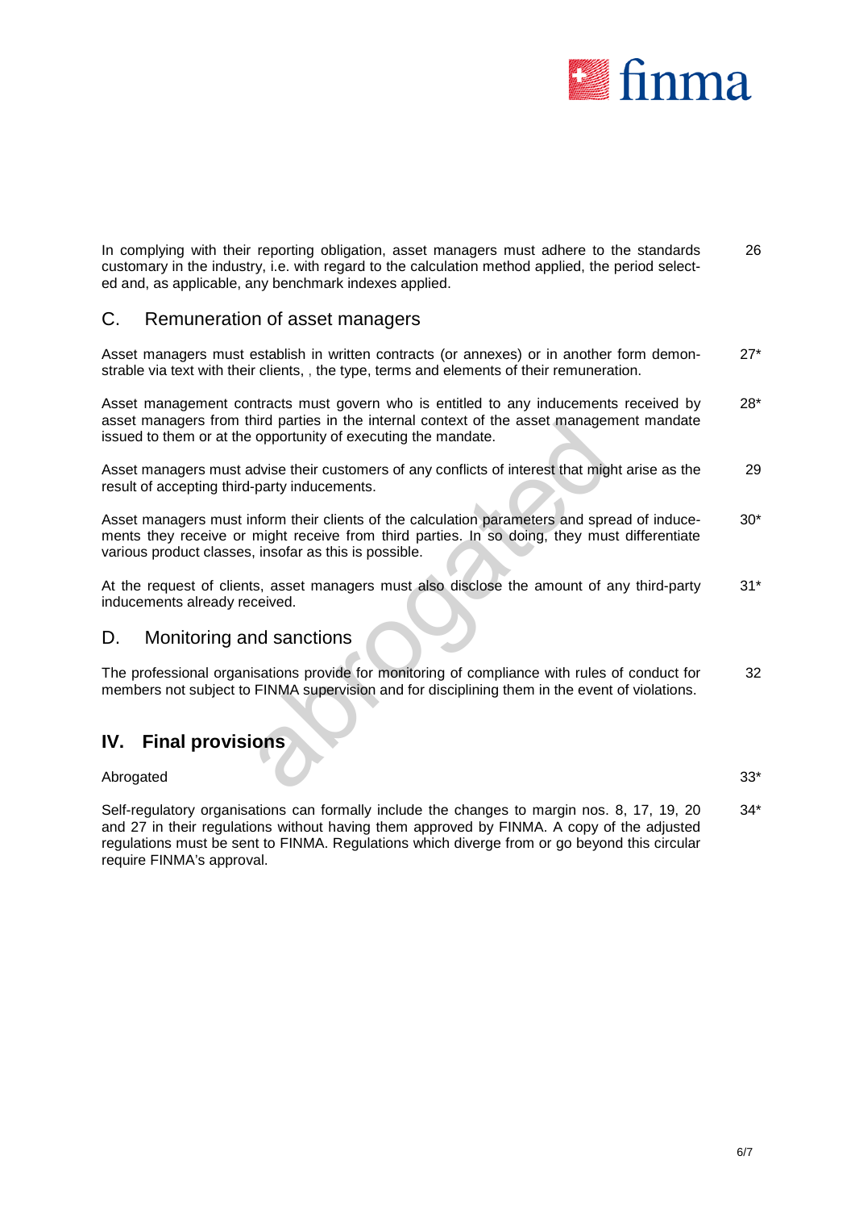In complying with their reporting obligation, asset managers must adhere to the standards customary in the industry, i.e. with regard to the calculation method applied, the period selected and, as applicable, any benchmark indexes applied. 26

## C. Remuneration of asset managers

Asset managers must establish in written contracts (or annexes) or in another form demonstrable via text with their clients, , the type, terms and elements of their remuneration. 27*

Asset management contracts must govern who is entitled to any inducements received by asset managers from third parties in the internal context of the asset management mandate issued to them or at the opportunity of executing the mandate. 28*

Asset managers must advise their customers of any conflicts of interest that might arise as the result of accepting third-party inducements. 29

Asset managers must inform their clients of the calculation parameters and spread of inducements they receive or might receive from third parties. In so doing, they must differentiate various product classes, insofar as this is possible. 30*

At the request of clients, asset managers must also disclose the amount of any third-party inducements already received. 31*

## D. Monitoring and sanctions

The professional organisations provide for monitoring of compliance with rules of conduct for members not subject to FINMA supervision and for disciplining them in the event of violations. 32

# IV. Final provisions

Abrogated 33*

Self-regulatory organisations can formally include the changes to margin nos. 8, 17, 19, 20 and 27 in their regulations without having them approved by FINMA. A copy of the adjusted regulations must be sent to FINMA. Regulations which diverge from or go beyond this circular require FINMA's approval. 34*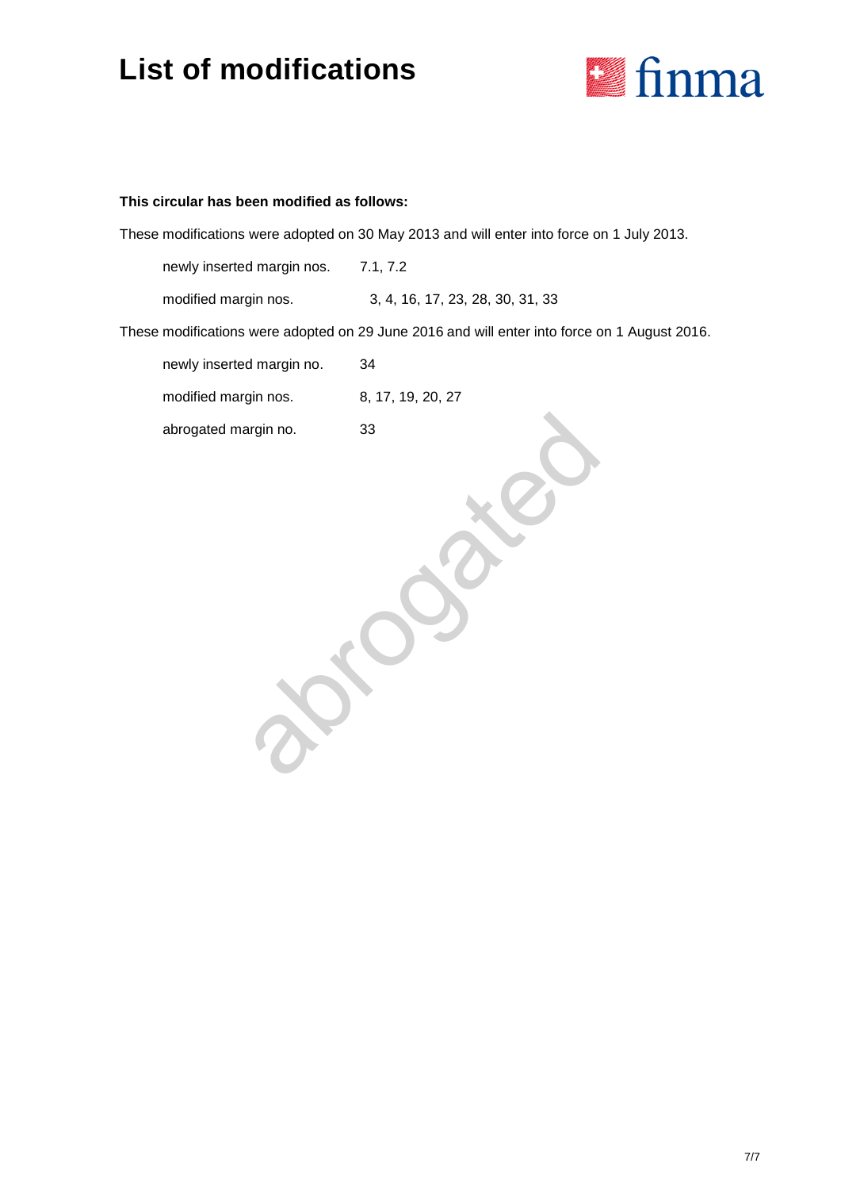# List of modifications

**This circular has been modified as follows:**

These modifications were adopted on 30 May 2013 and will enter into force on 1 July 2013.

| | |
|---|---|
| newly inserted margin nos. | 7.1, 7.2 |
| modified margin nos. | 3, 4, 16, 17, 23, 28, 30, 31, 33 |

These modifications were adopted on 29 June 2016 and will enter into force on 1 August 2016.

| | |
|---|---|
| newly inserted margin no. | 34 |
| modified margin nos. | 8, 17, 19, 20, 27 |
| abrogated margin no. | 33 |

abrogated